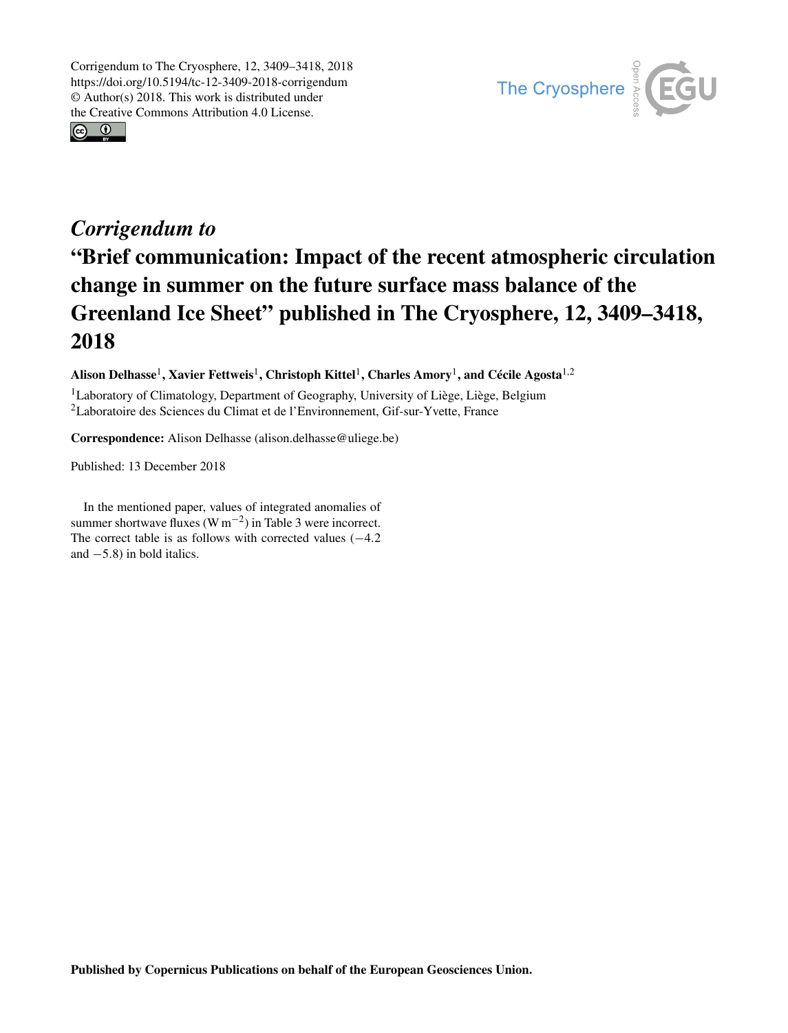Corrigendum to The Cryosphere, 12, 3409–3418, 2018
https://doi.org/10.5194/tc-12-3409-2018-corrigendum
© Author(s) 2018. This work is distributed under
the Creative Commons Attribution 4.0 License.

# *Corrigendum to* "Brief communication: Impact of the recent atmospheric circulation change in summer on the future surface mass balance of the Greenland Ice Sheet" published in The Cryosphere, 12, 3409–3418, 2018

**Alison Delhasse**[1], **Xavier Fettweis**[1], **Christoph Kittel**[1], **Charles Amory**[1], **and Cécile Agosta**[1,2]

[1]Laboratory of Climatology, Department of Geography, University of Liège, Liège, Belgium
[2]Laboratoire des Sciences du Climat et de l'Environnement, Gif-sur-Yvette, France

**Correspondence:** Alison Delhasse (alison.delhasse@uliege.be)

Published: 13 December 2018

In the mentioned paper, values of integrated anomalies of summer shortwave fluxes ($\mathrm{W\,m^{-2}}$) in Table 3 were incorrect. The correct table is as follows with corrected values (−4.2 and −5.8) in bold italics.

Published by Copernicus Publications on behalf of the European Geosciences Union.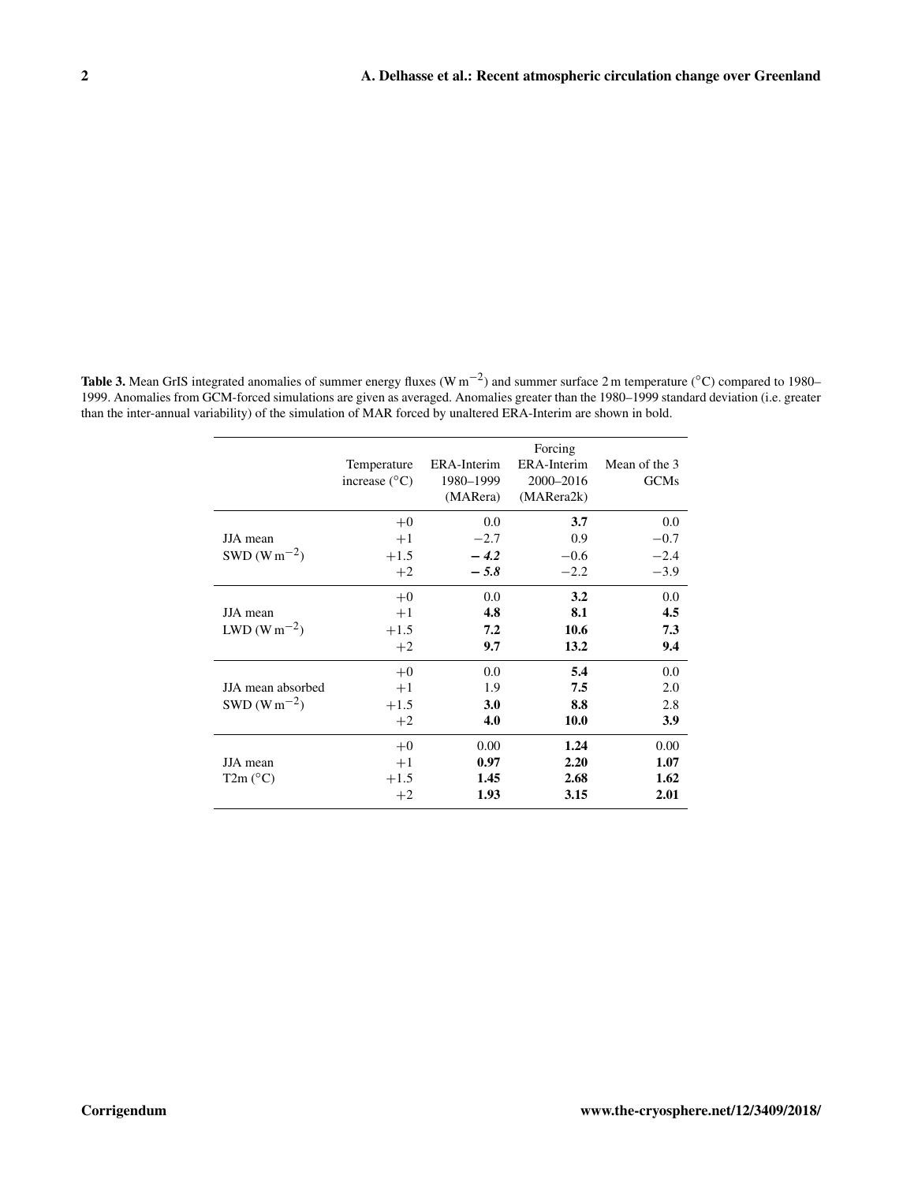**Table 3.** Mean GrIS integrated anomalies of summer energy fluxes (W $m^{-2}$) and summer surface 2 m temperature (°C) compared to 1980–1999. Anomalies from GCM-forced simulations are given as averaged. Anomalies greater than the 1980–1999 standard deviation (i.e. greater than the inter-annual variability) of the simulation of MAR forced by unaltered ERA-Interim are shown in bold.

| | Temperature increase (°C) | Forcing ERA-Interim 1980–1999 (MARera) | ERA-Interim 2000–2016 (MARera2k) | Mean of the 3 GCMs |
|---|---|---|---|---|
| JJA mean SWD (W $m^{-2}$) | +0 | 0.0 | **3.7** | 0.0 |
| | +1 | −2.7 | 0.9 | −0.7 |
| | +1.5 | ***− 4.2*** | −0.6 | −2.4 |
| | +2 | ***− 5.8*** | −2.2 | −3.9 |
| JJA mean LWD (W $m^{-2}$) | +0 | 0.0 | **3.2** | 0.0 |
| | +1 | **4.8** | **8.1** | **4.5** |
| | +1.5 | **7.2** | **10.6** | **7.3** |
| | +2 | **9.7** | **13.2** | **9.4** |
| JJA mean absorbed SWD (W $m^{-2}$) | +0 | 0.0 | **5.4** | 0.0 |
| | +1 | 1.9 | **7.5** | 2.0 |
| | +1.5 | **3.0** | **8.8** | 2.8 |
| | +2 | **4.0** | **10.0** | **3.9** |
| JJA mean T2m (°C) | +0 | 0.00 | **1.24** | 0.00 |
| | +1 | **0.97** | **2.20** | **1.07** |
| | +1.5 | **1.45** | **2.68** | **1.62** |
| | +2 | **1.93** | **3.15** | **2.01** |